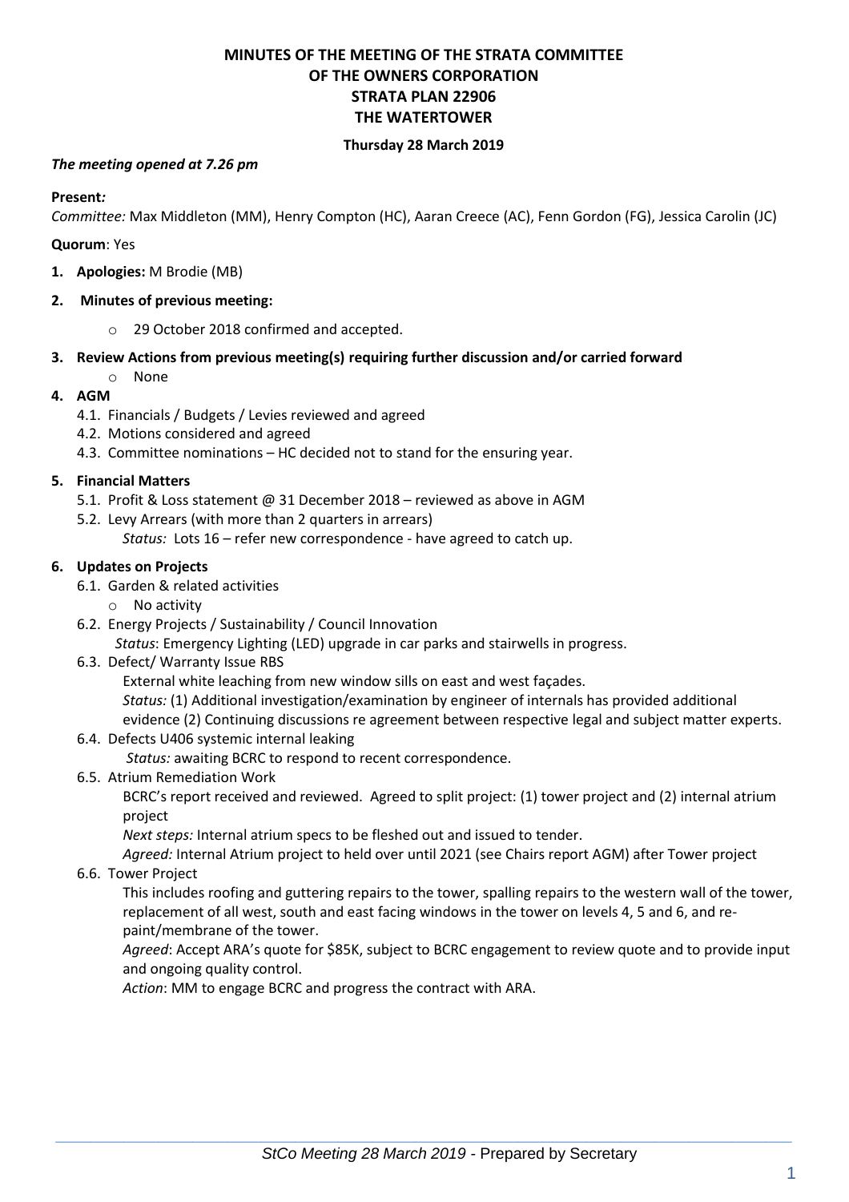# MINUTES OF THE MEETING OF THE STRATA COMMITTEE OF THE OWNERS CORPORATION STRATA PLAN 22906 THE WATERTOWER

**Thursday 28 March 2019**

***The meeting opened at 7.26 pm***

**Present*:***
*Committee:* Max Middleton (MM), Henry Compton (HC), Aaran Creece (AC), Fenn Gordon (FG), Jessica Carolin (JC)

**Quorum**: Yes

1. **Apologies:** M Brodie (MB)
2. **Minutes of previous meeting:**
   - 29 October 2018 confirmed and accepted.
3. **Review Actions from previous meeting(s) requiring further discussion and/or carried forward**
   - None
4. **AGM**
   - 4.1. Financials / Budgets / Levies reviewed and agreed
   - 4.2. Motions considered and agreed
   - 4.3. Committee nominations – HC decided not to stand for the ensuring year.
5. **Financial Matters**
   - 5.1. Profit & Loss statement @ 31 December 2018 – reviewed as above in AGM
   - 5.2. Levy Arrears (with more than 2 quarters in arrears)
     *Status:* Lots 16 – refer new correspondence - have agreed to catch up.
6. **Updates on Projects**
   - 6.1. Garden & related activities
     - No activity
   - 6.2. Energy Projects / Sustainability / Council Innovation
     *Status*: Emergency Lighting (LED) upgrade in car parks and stairwells in progress.
   - 6.3. Defect/ Warranty Issue RBS
     External white leaching from new window sills on east and west façades.
     *Status:* (1) Additional investigation/examination by engineer of internals has provided additional evidence (2) Continuing discussions re agreement between respective legal and subject matter experts.
   - 6.4. Defects U406 systemic internal leaking
     *Status:* awaiting BCRC to respond to recent correspondence.
   - 6.5. Atrium Remediation Work
     BCRC's report received and reviewed. Agreed to split project: (1) tower project and (2) internal atrium project
     *Next steps:* Internal atrium specs to be fleshed out and issued to tender.
     *Agreed:* Internal Atrium project to held over until 2021 (see Chairs report AGM) after Tower project
   - 6.6. Tower Project
     This includes roofing and guttering repairs to the tower, spalling repairs to the western wall of the tower, replacement of all west, south and east facing windows in the tower on levels 4, 5 and 6, and re-paint/membrane of the tower.
     *Agreed*: Accept ARA's quote for $85K, subject to BCRC engagement to review quote and to provide input and ongoing quality control.
     *Action*: MM to engage BCRC and progress the contract with ARA.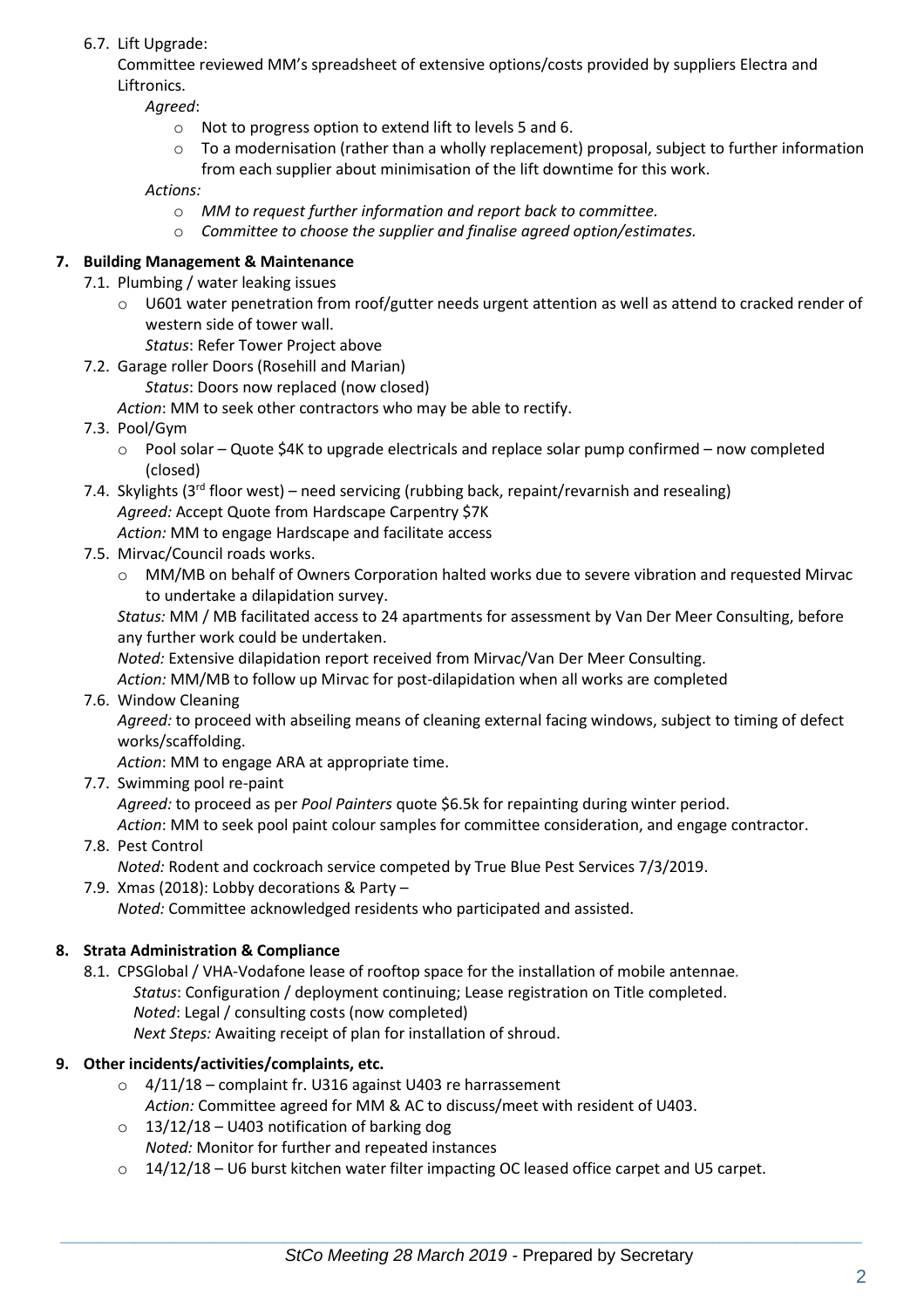6.7. Lift Upgrade:

Committee reviewed MM's spreadsheet of extensive options/costs provided by suppliers Electra and Liftronics.

*Agreed*:

- Not to progress option to extend lift to levels 5 and 6.
- To a modernisation (rather than a wholly replacement) proposal, subject to further information from each supplier about minimisation of the lift downtime for this work.

*Actions:*

- *MM to request further information and report back to committee.*
- *Committee to choose the supplier and finalise agreed option/estimates.*

**7. Building Management & Maintenance**

7.1. Plumbing / water leaking issues

- U601 water penetration from roof/gutter needs urgent attention as well as attend to cracked render of western side of tower wall.
  *Status*: Refer Tower Project above

7.2. Garage roller Doors (Rosehill and Marian)

*Status*: Doors now replaced (now closed)

*Action*: MM to seek other contractors who may be able to rectify.

7.3. Pool/Gym

- Pool solar – Quote $4K to upgrade electricals and replace solar pump confirmed – now completed (closed)

7.4. Skylights (3rd floor west) – need servicing (rubbing back, repaint/revarnish and resealing)

*Agreed:* Accept Quote from Hardscape Carpentry $7K

*Action:* MM to engage Hardscape and facilitate access

7.5. Mirvac/Council roads works.

- MM/MB on behalf of Owners Corporation halted works due to severe vibration and requested Mirvac to undertake a dilapidation survey.

*Status:* MM / MB facilitated access to 24 apartments for assessment by Van Der Meer Consulting, before any further work could be undertaken.

*Noted:* Extensive dilapidation report received from Mirvac/Van Der Meer Consulting.

*Action:* MM/MB to follow up Mirvac for post-dilapidation when all works are completed

7.6. Window Cleaning

*Agreed:* to proceed with abseiling means of cleaning external facing windows, subject to timing of defect works/scaffolding.

*Action*: MM to engage ARA at appropriate time.

7.7. Swimming pool re-paint

*Agreed:* to proceed as per *Pool Painters* quote $6.5k for repainting during winter period.

*Action*: MM to seek pool paint colour samples for committee consideration, and engage contractor.

7.8. Pest Control

*Noted:* Rodent and cockroach service competed by True Blue Pest Services 7/3/2019.

7.9. Xmas (2018): Lobby decorations & Party –

*Noted:* Committee acknowledged residents who participated and assisted.

**8. Strata Administration & Compliance**

8.1. CPSGlobal / VHA-Vodafone lease of rooftop space for the installation of mobile antennae.

*Status*: Configuration / deployment continuing; Lease registration on Title completed.

*Noted*: Legal / consulting costs (now completed)

*Next Steps:* Awaiting receipt of plan for installation of shroud.

**9. Other incidents/activities/complaints, etc.**

- 4/11/18 – complaint fr. U316 against U403 re harrassement
  *Action:* Committee agreed for MM & AC to discuss/meet with resident of U403.
- 13/12/18 – U403 notification of barking dog
  *Noted:* Monitor for further and repeated instances
- 14/12/18 – U6 burst kitchen water filter impacting OC leased office carpet and U5 carpet.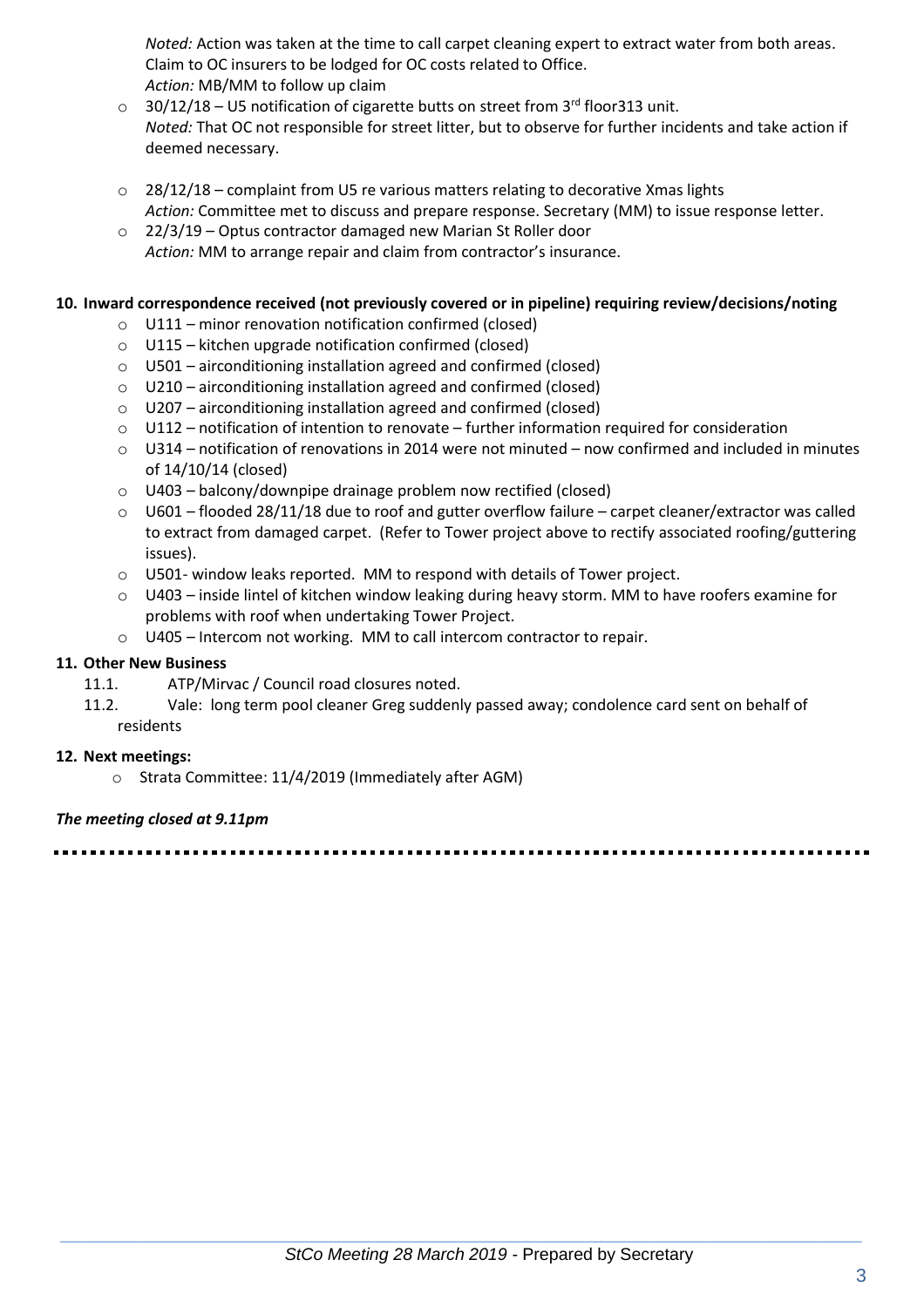*Noted:* Action was taken at the time to call carpet cleaning expert to extract water from both areas. Claim to OC insurers to be lodged for OC costs related to Office.
*Action:* MB/MM to follow up claim

- 30/12/18 – U5 notification of cigarette butts on street from 3rd floor313 unit.
  *Noted:* That OC not responsible for street litter, but to observe for further incidents and take action if deemed necessary.
- 28/12/18 – complaint from U5 re various matters relating to decorative Xmas lights
  *Action:* Committee met to discuss and prepare response. Secretary (MM) to issue response letter.
- 22/3/19 – Optus contractor damaged new Marian St Roller door
  *Action:* MM to arrange repair and claim from contractor's insurance.

**10. Inward correspondence received (not previously covered or in pipeline) requiring review/decisions/noting**

- U111 – minor renovation notification confirmed (closed)
- U115 – kitchen upgrade notification confirmed (closed)
- U501 – airconditioning installation agreed and confirmed (closed)
- U210 – airconditioning installation agreed and confirmed (closed)
- U207 – airconditioning installation agreed and confirmed (closed)
- U112 – notification of intention to renovate – further information required for consideration
- U314 – notification of renovations in 2014 were not minuted – now confirmed and included in minutes of 14/10/14 (closed)
- U403 – balcony/downpipe drainage problem now rectified (closed)
- U601 – flooded 28/11/18 due to roof and gutter overflow failure – carpet cleaner/extractor was called to extract from damaged carpet. (Refer to Tower project above to rectify associated roofing/guttering issues).
- U501- window leaks reported. MM to respond with details of Tower project.
- U403 – inside lintel of kitchen window leaking during heavy storm. MM to have roofers examine for problems with roof when undertaking Tower Project.
- U405 – Intercom not working. MM to call intercom contractor to repair.

**11. Other New Business**

11.1. ATP/Mirvac / Council road closures noted.

11.2. Vale: long term pool cleaner Greg suddenly passed away; condolence card sent on behalf of residents

**12. Next meetings:**

- Strata Committee: 11/4/2019 (Immediately after AGM)

***The meeting closed at 9.11pm***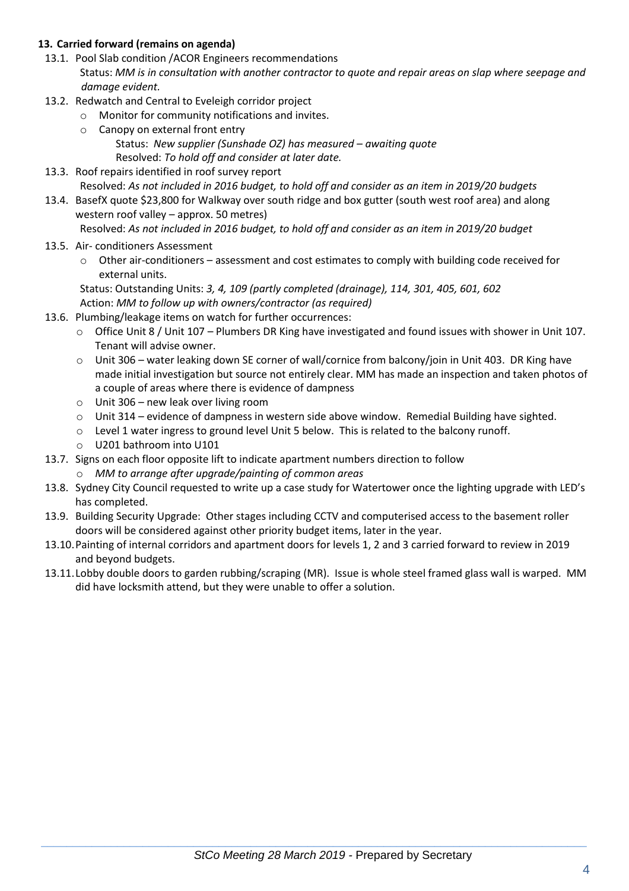**13. Carried forward (remains on agenda)**

13.1. Pool Slab condition /ACOR Engineers recommendations
Status: *MM is in consultation with another contractor to quote and repair areas on slap where seepage and damage evident.*

13.2. Redwatch and Central to Eveleigh corridor project
- Monitor for community notifications and invites.
- Canopy on external front entry
  Status: *New supplier (Sunshade OZ) has measured – awaiting quote*
  Resolved: *To hold off and consider at later date.*

13.3. Roof repairs identified in roof survey report
Resolved: *As not included in 2016 budget, to hold off and consider as an item in 2019/20 budgets*

13.4. BasefX quote $23,800 for Walkway over south ridge and box gutter (south west roof area) and along western roof valley – approx. 50 metres)
Resolved: *As not included in 2016 budget, to hold off and consider as an item in 2019/20 budget*

13.5. Air- conditioners Assessment
- Other air-conditioners – assessment and cost estimates to comply with building code received for external units.

Status: Outstanding Units: *3, 4, 109 (partly completed (drainage), 114, 301, 405, 601, 602*
Action: *MM to follow up with owners/contractor (as required)*

13.6. Plumbing/leakage items on watch for further occurrences:
- Office Unit 8 / Unit 107 – Plumbers DR King have investigated and found issues with shower in Unit 107. Tenant will advise owner.
- Unit 306 – water leaking down SE corner of wall/cornice from balcony/join in Unit 403. DR King have made initial investigation but source not entirely clear. MM has made an inspection and taken photos of a couple of areas where there is evidence of dampness
- Unit 306 – new leak over living room
- Unit 314 – evidence of dampness in western side above window. Remedial Building have sighted.
- Level 1 water ingress to ground level Unit 5 below. This is related to the balcony runoff.
- U201 bathroom into U101

13.7. Signs on each floor opposite lift to indicate apartment numbers direction to follow
- *MM to arrange after upgrade/painting of common areas*

13.8. Sydney City Council requested to write up a case study for Watertower once the lighting upgrade with LED's has completed.

13.9. Building Security Upgrade: Other stages including CCTV and computerised access to the basement roller doors will be considered against other priority budget items, later in the year.

13.10. Painting of internal corridors and apartment doors for levels 1, 2 and 3 carried forward to review in 2019 and beyond budgets.

13.11. Lobby double doors to garden rubbing/scraping (MR). Issue is whole steel framed glass wall is warped. MM did have locksmith attend, but they were unable to offer a solution.